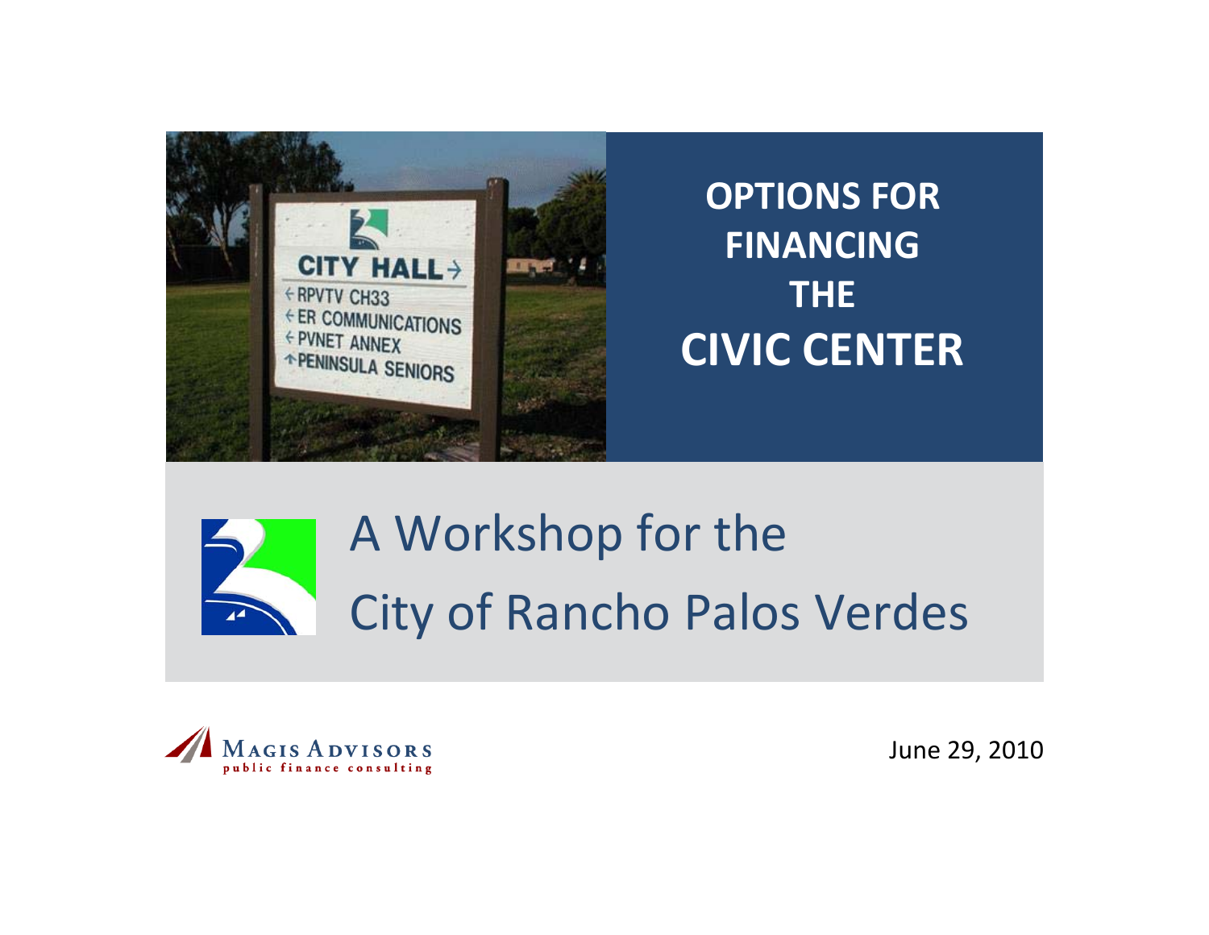# OPTIONS FOR FINANCING THE CIVIC CENTER

## A Workshop for the City of Rancho Palos Verdes

MAGIS ADVISORS
public finance consulting

June 29, 2010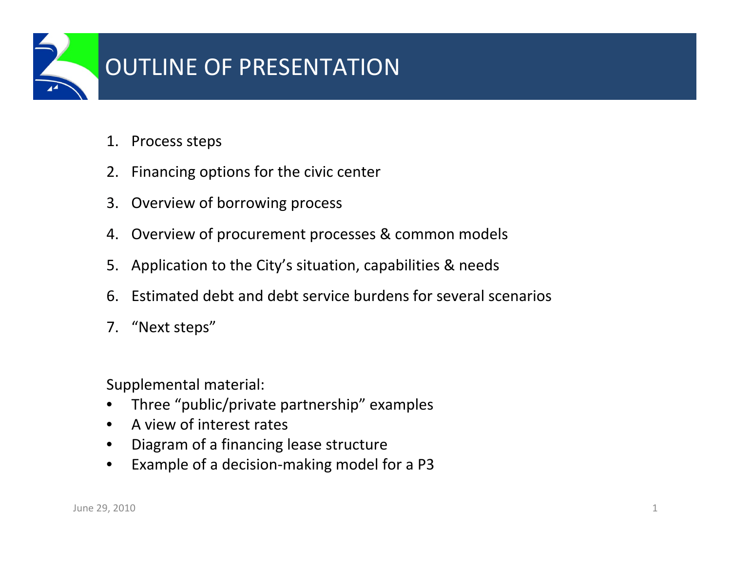# OUTLINE OF PRESENTATION

1. Process steps
2. Financing options for the civic center
3. Overview of borrowing process
4. Overview of procurement processes & common models
5. Application to the City's situation, capabilities & needs
6. Estimated debt and debt service burdens for several scenarios
7. "Next steps"

Supplemental material:

- Three "public/private partnership" examples
- A view of interest rates
- Diagram of a financing lease structure
- Example of a decision-making model for a P3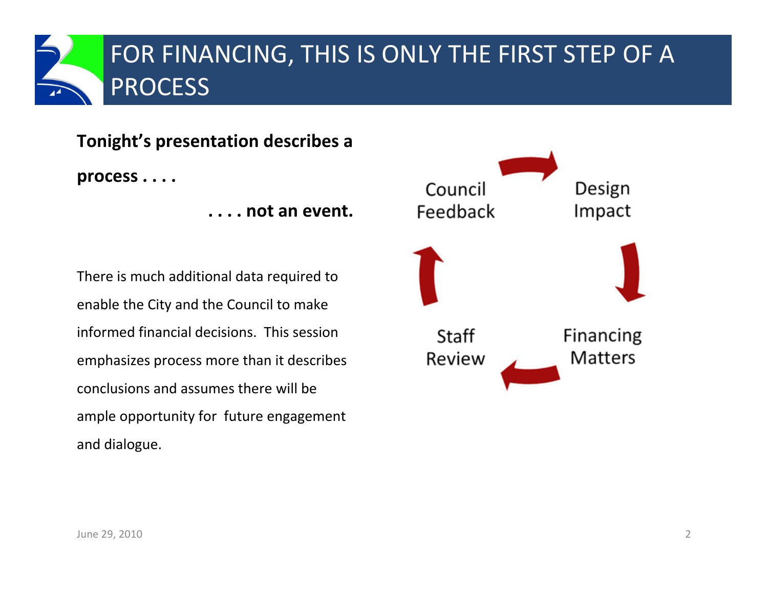# FOR FINANCING, THIS IS ONLY THE FIRST STEP OF A PROCESS

**Tonight's presentation describes a process . . . .**

**. . . . not an event.**

There is much additional data required to enable the City and the Council to make informed financial decisions. This session emphasizes process more than it describes conclusions and assumes there will be ample opportunity for future engagement and dialogue.

Council Feedback → Design Impact → Financing Matters → Staff Review → Council Feedback

June 29, 2010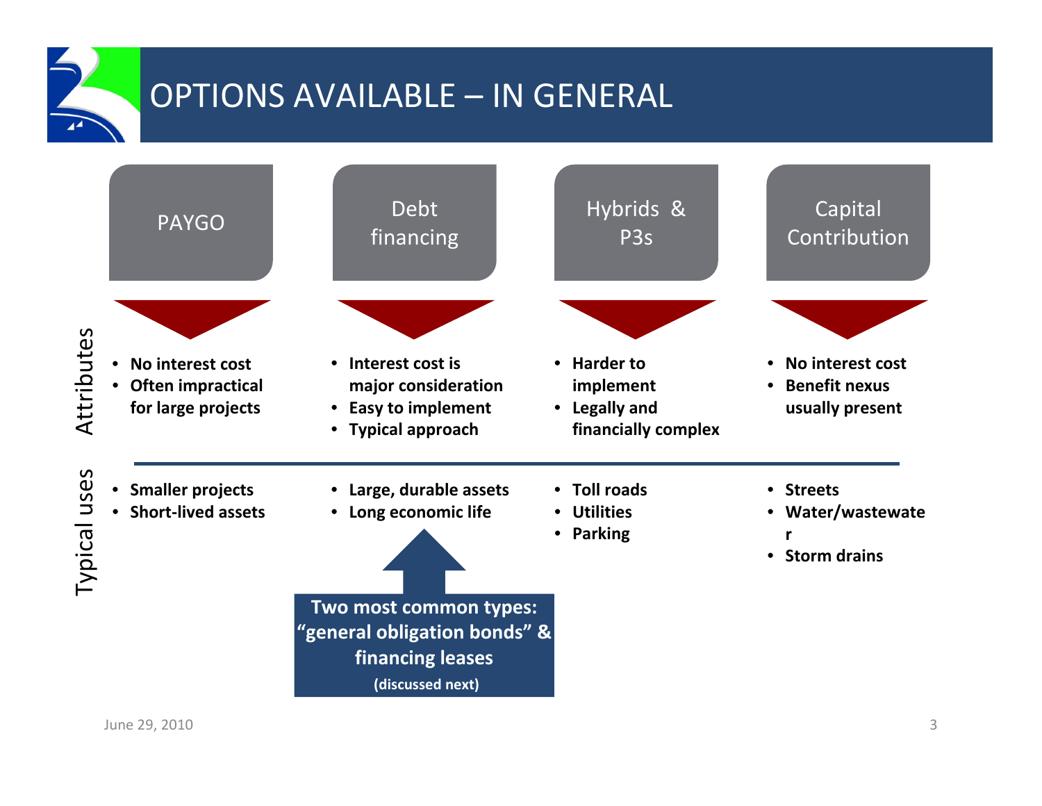# OPTIONS AVAILABLE – IN GENERAL

| | PAYGO | Debt financing | Hybrids & P3s | Capital Contribution |
|---|---|---|---|---|
| **Attributes** | • No interest cost<br>• Often impractical for large projects | • Interest cost is major consideration<br>• Easy to implement<br>• Typical approach | • Harder to implement<br>• Legally and financially complex | • No interest cost<br>• Benefit nexus usually present |
| **Typical uses** | • Smaller projects<br>• Short-lived assets | • Large, durable assets<br>• Long economic life | • Toll roads<br>• Utilities<br>• Parking | • Streets<br>• Water/wastewater<br>• Storm drains |

**Two most common types: "general obligation bonds" & financing leases**
**(discussed next)**

June 29, 2010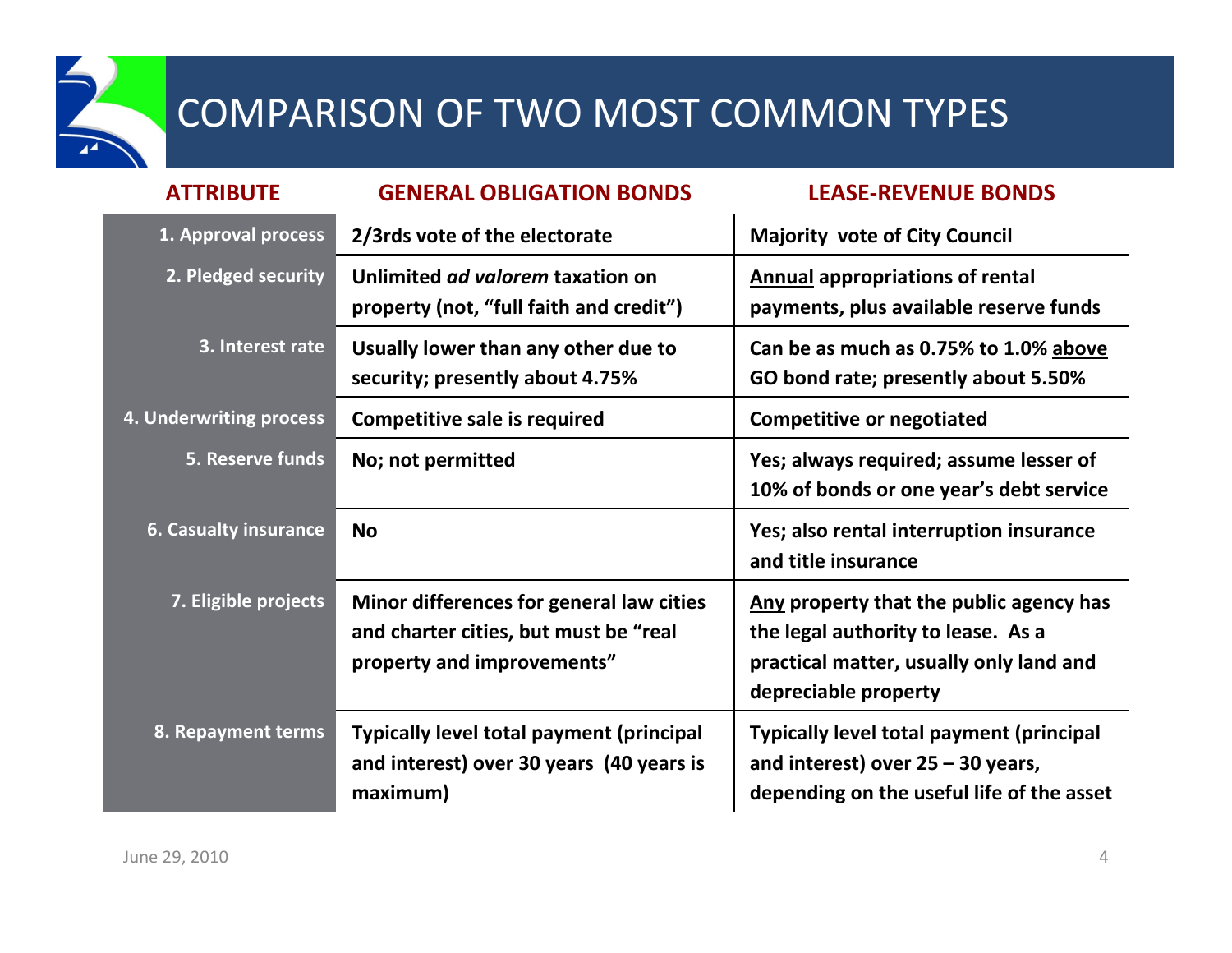# COMPARISON OF TWO MOST COMMON TYPES

| ATTRIBUTE | GENERAL OBLIGATION BONDS | LEASE-REVENUE BONDS |
|---|---|---|
| 1. Approval process | 2/3rds vote of the electorate | Majority vote of City Council |
| 2. Pledged security | Unlimited *ad valorem* taxation on property (not, "full faith and credit") | Annual appropriations of rental payments, plus available reserve funds |
| 3. Interest rate | Usually lower than any other due to security; presently about 4.75% | Can be as much as 0.75% to 1.0% above GO bond rate; presently about 5.50% |
| 4. Underwriting process | Competitive sale is required | Competitive or negotiated |
| 5. Reserve funds | No; not permitted | Yes; always required; assume lesser of 10% of bonds or one year's debt service |
| 6. Casualty insurance | No | Yes; also rental interruption insurance and title insurance |
| 7. Eligible projects | Minor differences for general law cities and charter cities, but must be "real property and improvements" | Any property that the public agency has the legal authority to lease. As a practical matter, usually only land and depreciable property |
| 8. Repayment terms | Typically level total payment (principal and interest) over 30 years (40 years is maximum) | Typically level total payment (principal and interest) over 25 – 30 years, depending on the useful life of the asset |

June 29, 2010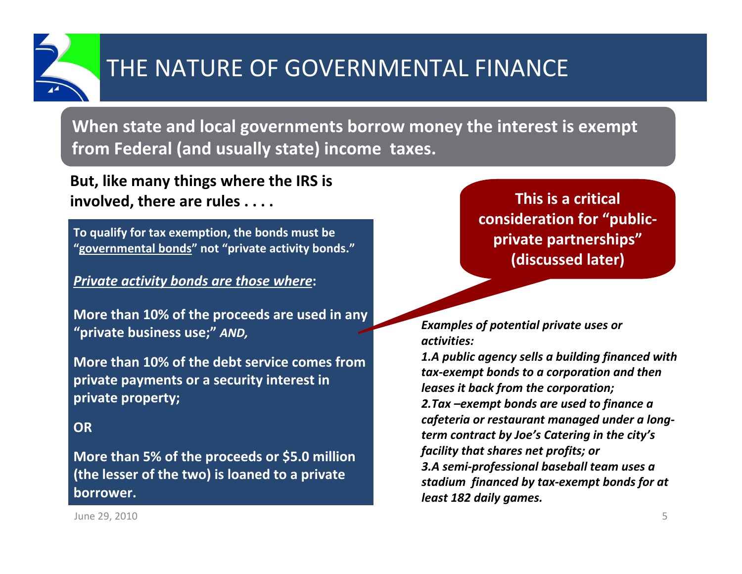# THE NATURE OF GOVERNMENTAL FINANCE

**When state and local governments borrow money the interest is exempt from Federal (and usually state) income taxes.**

**But, like many things where the IRS is involved, there are rules . . . .**

**To qualify for tax exemption, the bonds must be "governmental bonds" not "private activity bonds."**

***Private activity bonds are those where*:**

**More than 10% of the proceeds are used in any "private business use;"** ***AND,***

**More than 10% of the debt service comes from private payments or a security interest in private property;**

**OR**

**More than 5% of the proceeds or $5.0 million (the lesser of the two) is loaned to a private borrower.**

**This is a critical consideration for "public-private partnerships" (discussed later)**

***Examples of potential private uses or activities:***

1. ***A public agency sells a building financed with tax-exempt bonds to a corporation and then leases it back from the corporation;***
2. ***Tax –exempt bonds are used to finance a cafeteria or restaurant managed under a long-term contract by Joe's Catering in the city's facility that shares net profits; or***
3. ***A semi-professional baseball team uses a stadium financed by tax-exempt bonds for at least 182 daily games.***

June 29, 2010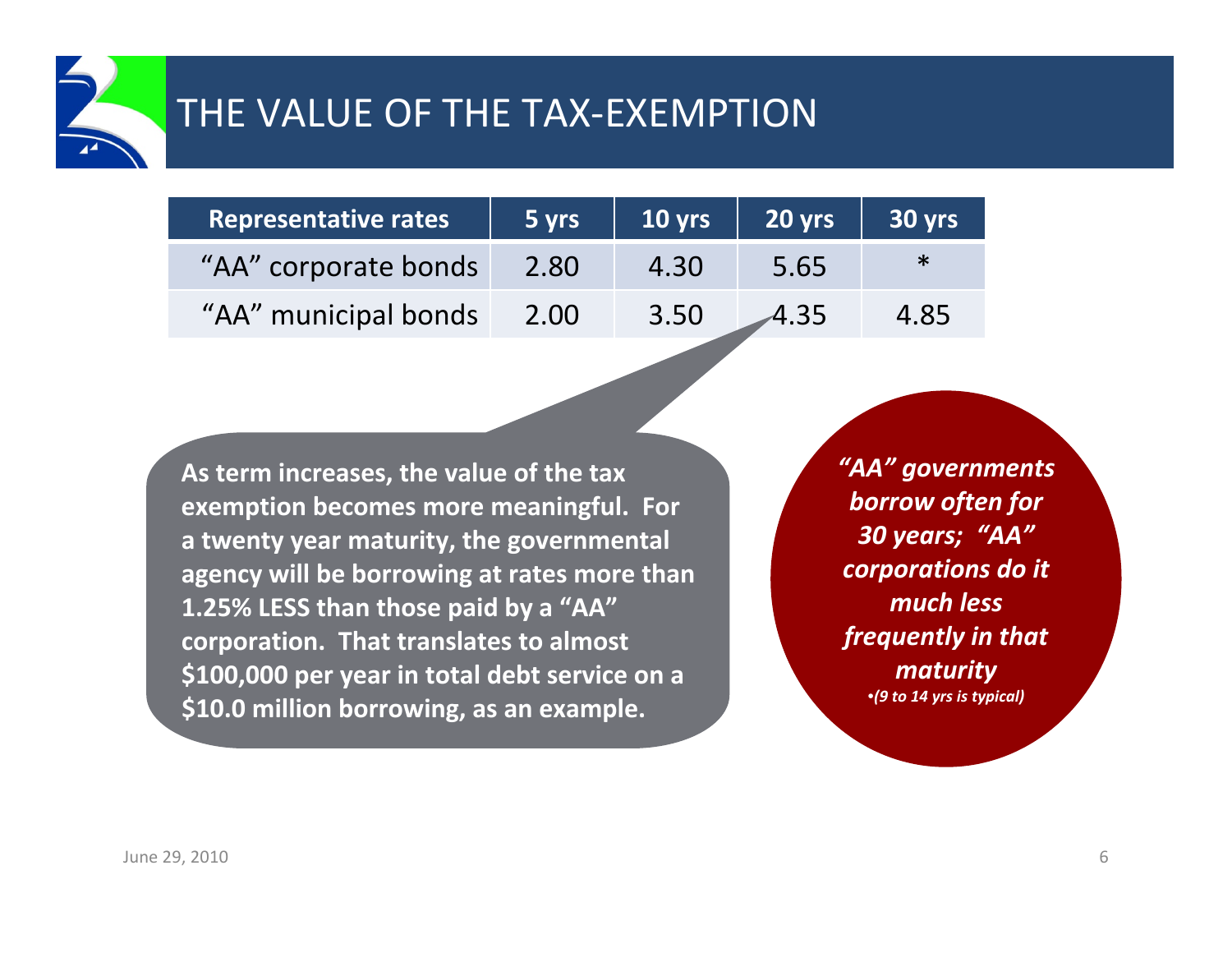# THE VALUE OF THE TAX-EXEMPTION

| Representative rates | 5 yrs | 10 yrs | 20 yrs | 30 yrs |
|---|---|---|---|---|
| "AA" corporate bonds | 2.80 | 4.30 | 5.65 | * |
| "AA" municipal bonds | 2.00 | 3.50 | 4.35 | 4.85 |

**As term increases, the value of the tax exemption becomes more meaningful. For a twenty year maturity, the governmental agency will be borrowing at rates more than 1.25% LESS than those paid by a "AA" corporation. That translates to almost $100,000 per year in total debt service on a $10.0 million borrowing, as an example.**

***"AA" governments borrow often for 30 years; "AA" corporations do it much less frequently in that maturity***

***•(9 to 14 yrs is typical)***

June 29, 2010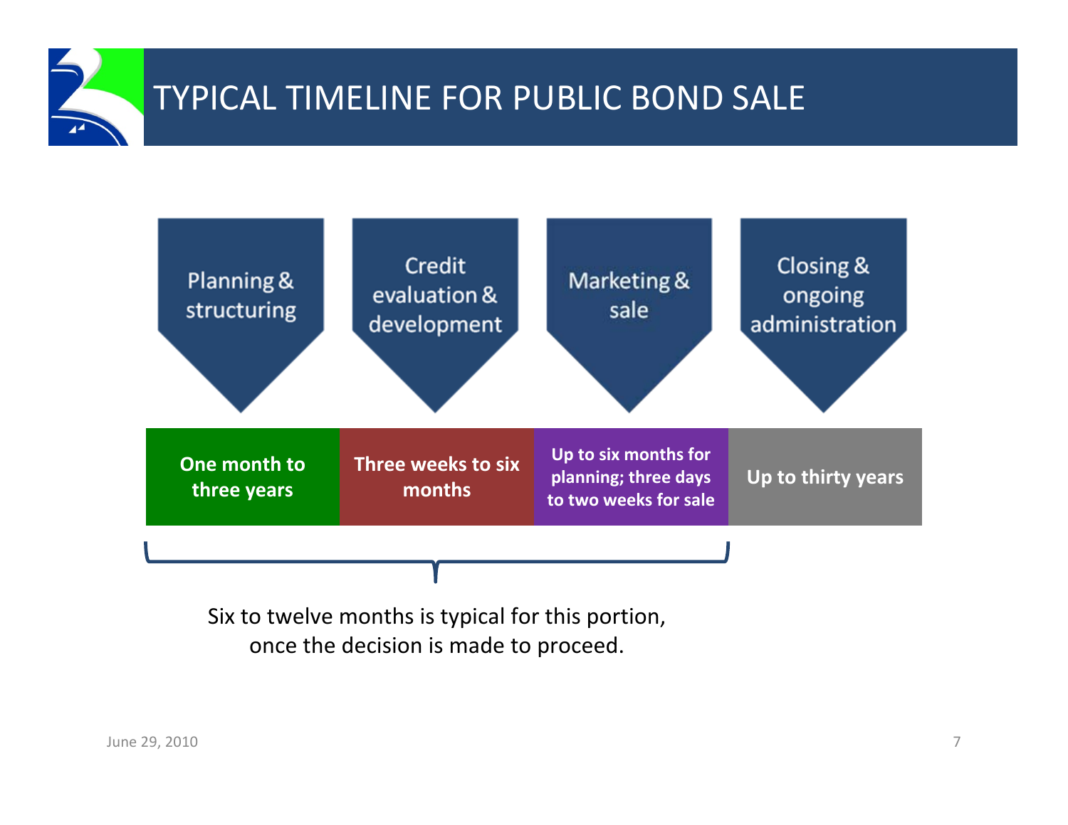# TYPICAL TIMELINE FOR PUBLIC BOND SALE

| Planning & structuring | Credit evaluation & development | Marketing & sale | Closing & ongoing administration |
|---|---|---|---|
| **One month to three years** | **Three weeks to six months** | **Up to six months for planning; three days to two weeks for sale** | **Up to thirty years** |

Six to twelve months is typical for this portion (planning & structuring through marketing & sale), once the decision is made to proceed.

June 29, 2010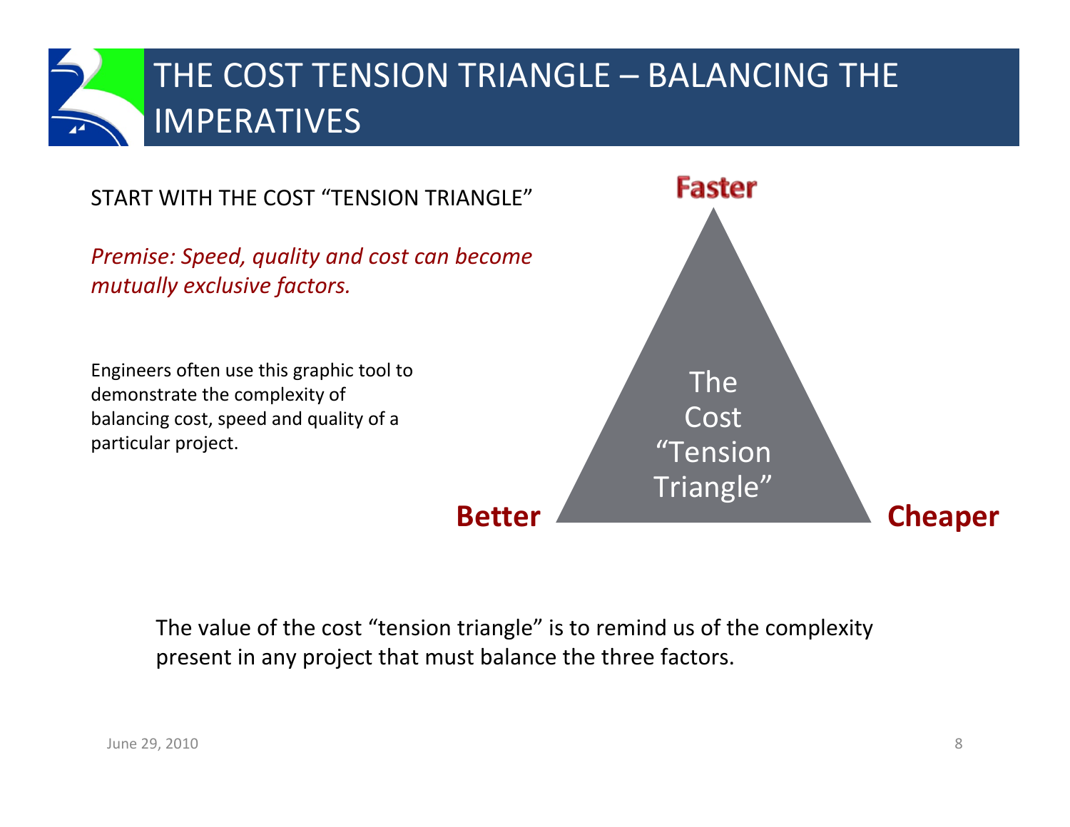# THE COST TENSION TRIANGLE – BALANCING THE IMPERATIVES

START WITH THE COST "TENSION TRIANGLE"

*Premise: Speed, quality and cost can become mutually exclusive factors.*

Engineers often use this graphic tool to demonstrate the complexity of balancing cost, speed and quality of a particular project.

**Faster**

The Cost "Tension Triangle"

**Better** **Cheaper**

The value of the cost "tension triangle" is to remind us of the complexity present in any project that must balance the three factors.

June 29, 2010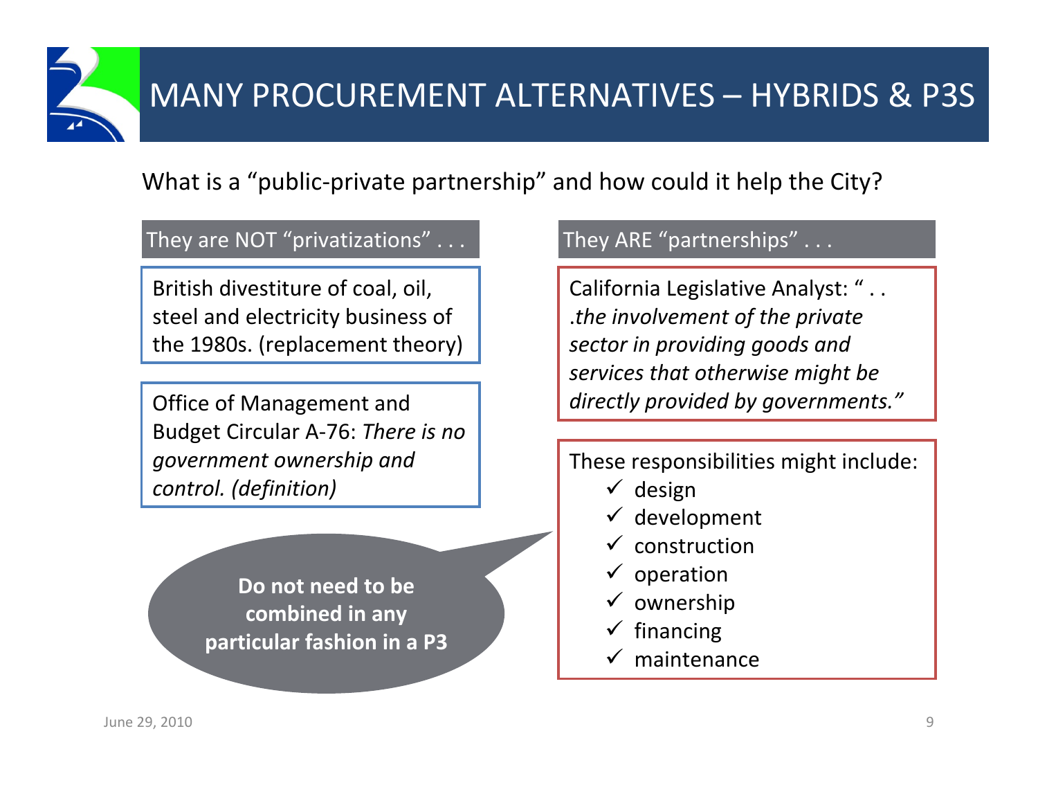# MANY PROCUREMENT ALTERNATIVES – HYBRIDS & P3S

What is a "public-private partnership" and how could it help the City?

## They are NOT "privatizations" . . .

British divestiture of coal, oil, steel and electricity business of the 1980s. (replacement theory)

Office of Management and Budget Circular A-76: *There is no government ownership and control. (definition)*

**Do not need to be combined in any particular fashion in a P3**

## They ARE "partnerships" . . .

California Legislative Analyst: " . . .*the involvement of the private sector in providing goods and services that otherwise might be directly provided by governments."*

These responsibilities might include:

- ✓ design
- ✓ development
- ✓ construction
- ✓ operation
- ✓ ownership
- ✓ financing
- ✓ maintenance

June 29, 2010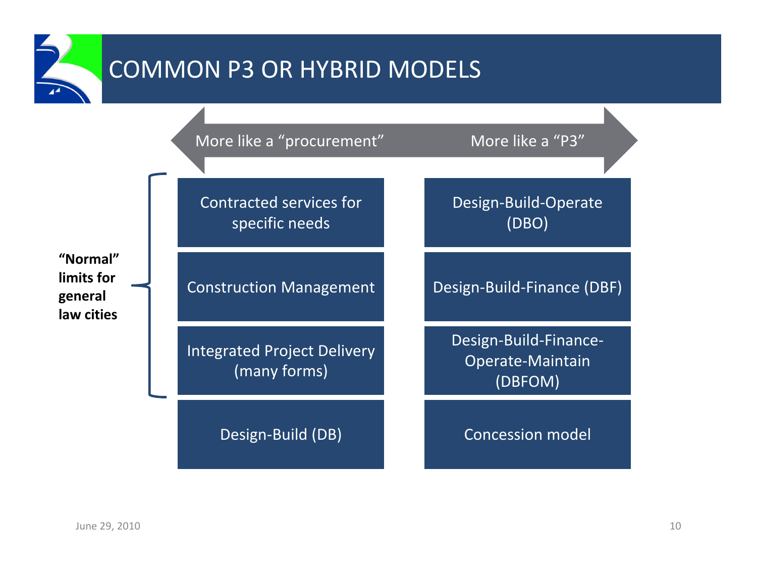# COMMON P3 OR HYBRID MODELS

| More like a "procurement" | More like a "P3" |
| --- | --- |
| Contracted services for specific needs | Design-Build-Operate (DBO) |
| Construction Management | Design-Build-Finance (DBF) |
| Integrated Project Delivery (many forms) | Design-Build-Finance-Operate-Maintain (DBFOM) |
| Design-Build (DB) | Concession model |

**"Normal" limits for general law cities** (applies to: Contracted services for specific needs; Construction Management; Integrated Project Delivery (many forms))

June 29, 2010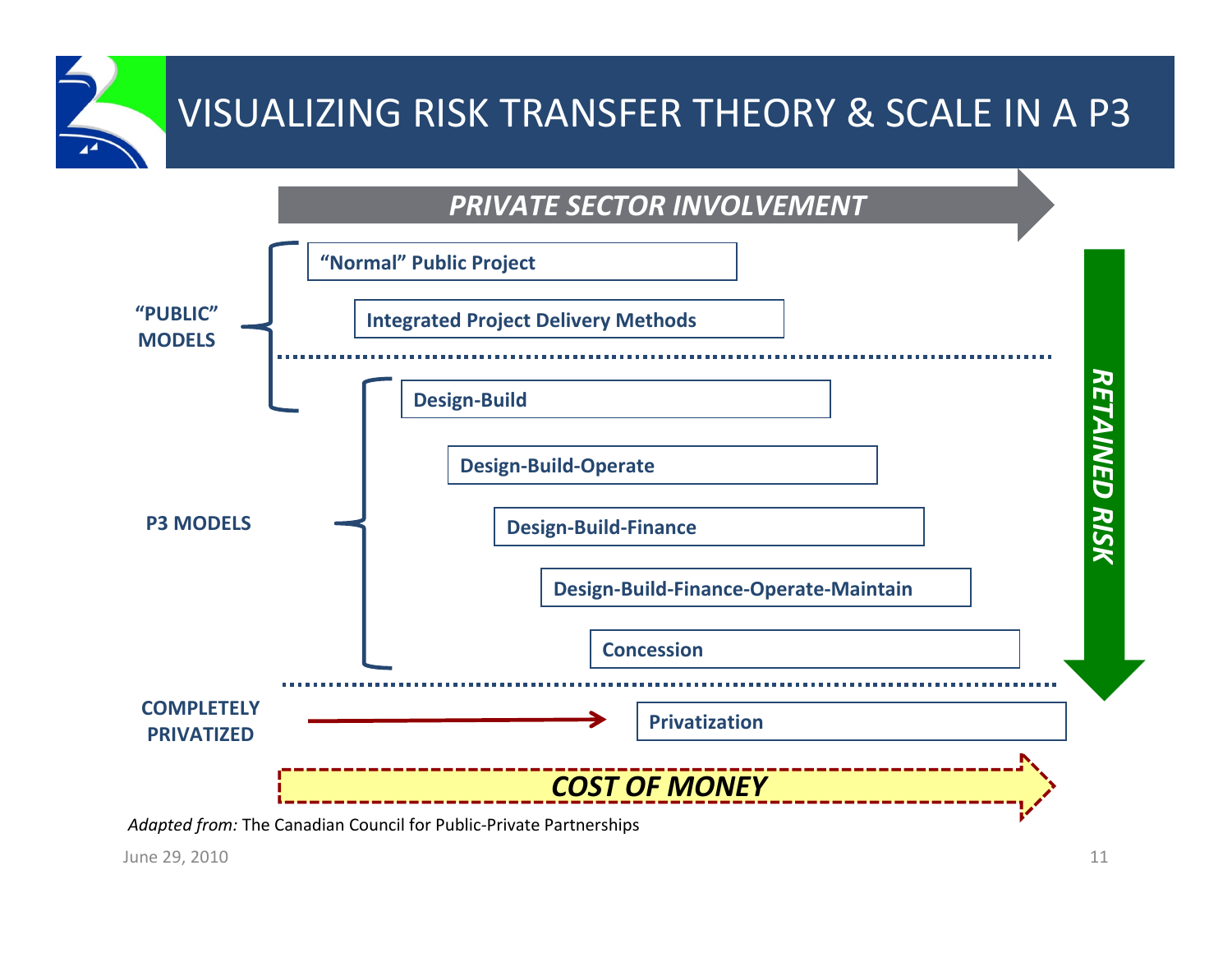# VISUALIZING RISK TRANSFER THEORY & SCALE IN A P3

*PRIVATE SECTOR INVOLVEMENT* →

**"PUBLIC" MODELS**

- **"Normal" Public Project**
- **Integrated Project Delivery Methods**

**P3 MODELS**

- **Design-Build**
- **Design-Build-Operate**
- **Design-Build-Finance**
- **Design-Build-Finance-Operate-Maintain**
- **Concession**

**COMPLETELY PRIVATIZED**

- **Privatization**

*RETAINED RISK* ↓

*COST OF MONEY* →

*Adapted from:* The Canadian Council for Public-Private Partnerships

June 29, 2010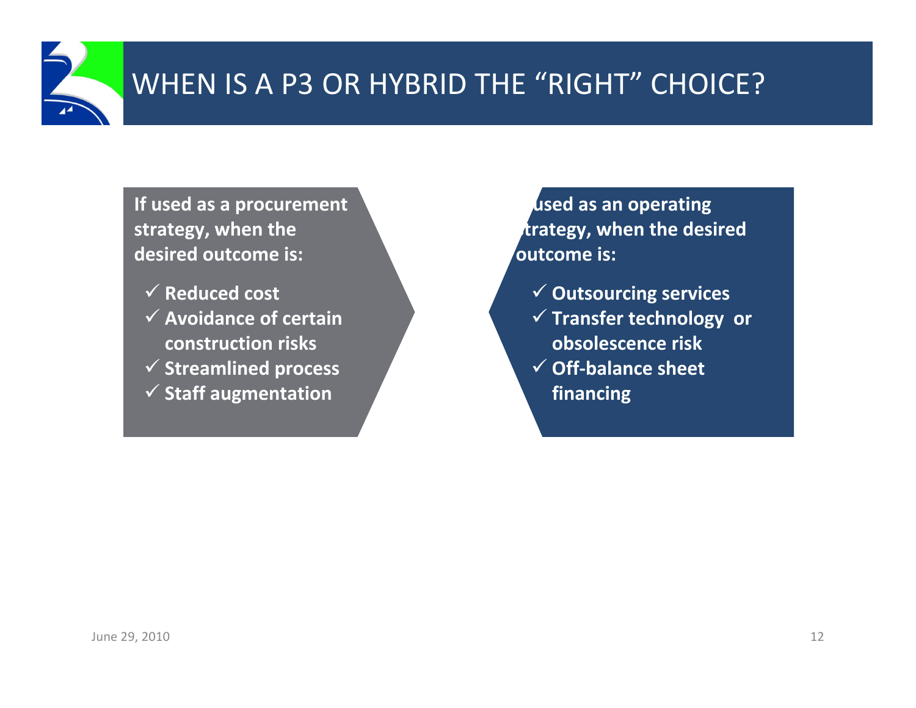# WHEN IS A P3 OR HYBRID THE "RIGHT" CHOICE?

**If used as a procurement strategy, when the desired outcome is:**

- ✓ **Reduced cost**
- ✓ **Avoidance of certain construction risks**
- ✓ **Streamlined process**
- ✓ **Staff augmentation**

**If used as an operating strategy, when the desired outcome is:**

- ✓ **Outsourcing services**
- ✓ **Transfer technology or obsolescence risk**
- ✓ **Off-balance sheet financing**

June 29, 2010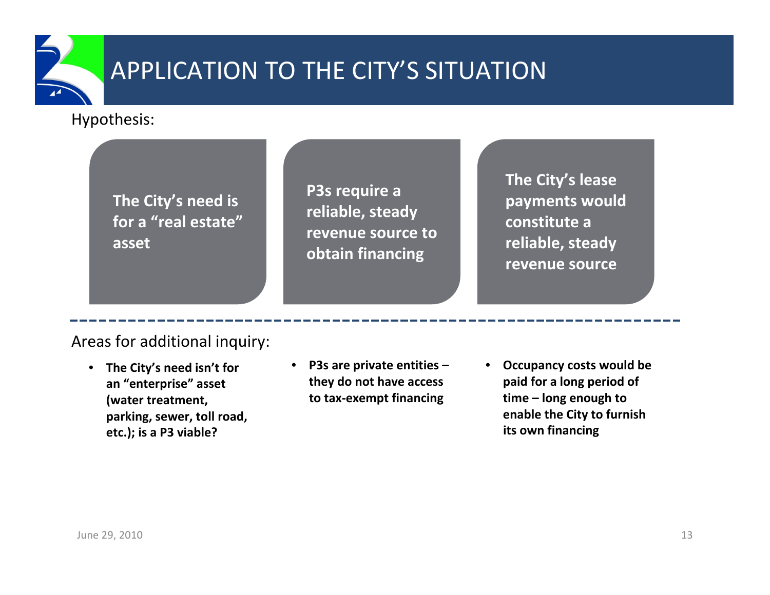# APPLICATION TO THE CITY'S SITUATION

Hypothesis:

- **The City's need is for a "real estate" asset**
- **P3s require a reliable, steady revenue source to obtain financing**
- **The City's lease payments would constitute a reliable, steady revenue source**

---

Areas for additional inquiry:

- **The City's need isn't for an "enterprise" asset (water treatment, parking, sewer, toll road, etc.); is a P3 viable?**
- **P3s are private entities – they do not have access to tax-exempt financing**
- **Occupancy costs would be paid for a long period of time – long enough to enable the City to furnish its own financing**

June 29, 2010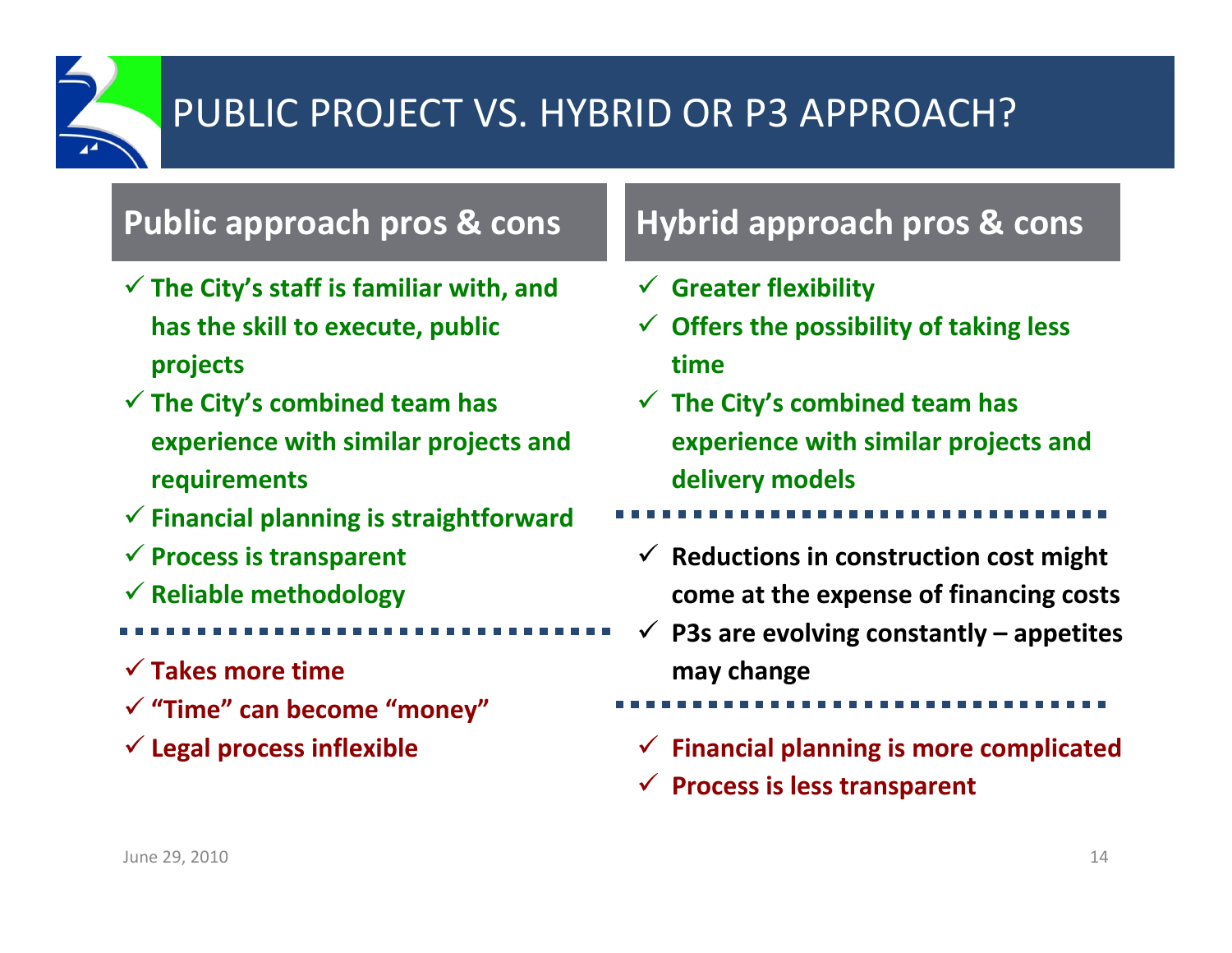# PUBLIC PROJECT VS. HYBRID OR P3 APPROACH?

## Public approach pros & cons

- ✓ The City's staff is familiar with, and has the skill to execute, public projects
- ✓ The City's combined team has experience with similar projects and requirements
- ✓ Financial planning is straightforward
- ✓ Process is transparent
- ✓ Reliable methodology

---

- ✓ Takes more time
- ✓ "Time" can become "money"
- ✓ Legal process inflexible

## Hybrid approach pros & cons

- ✓ Greater flexibility
- ✓ Offers the possibility of taking less time
- ✓ The City's combined team has experience with similar projects and delivery models

---

- ✓ Reductions in construction cost might come at the expense of financing costs
- ✓ P3s are evolving constantly – appetites may change

---

- ✓ Financial planning is more complicated
- ✓ Process is less transparent

June 29, 2010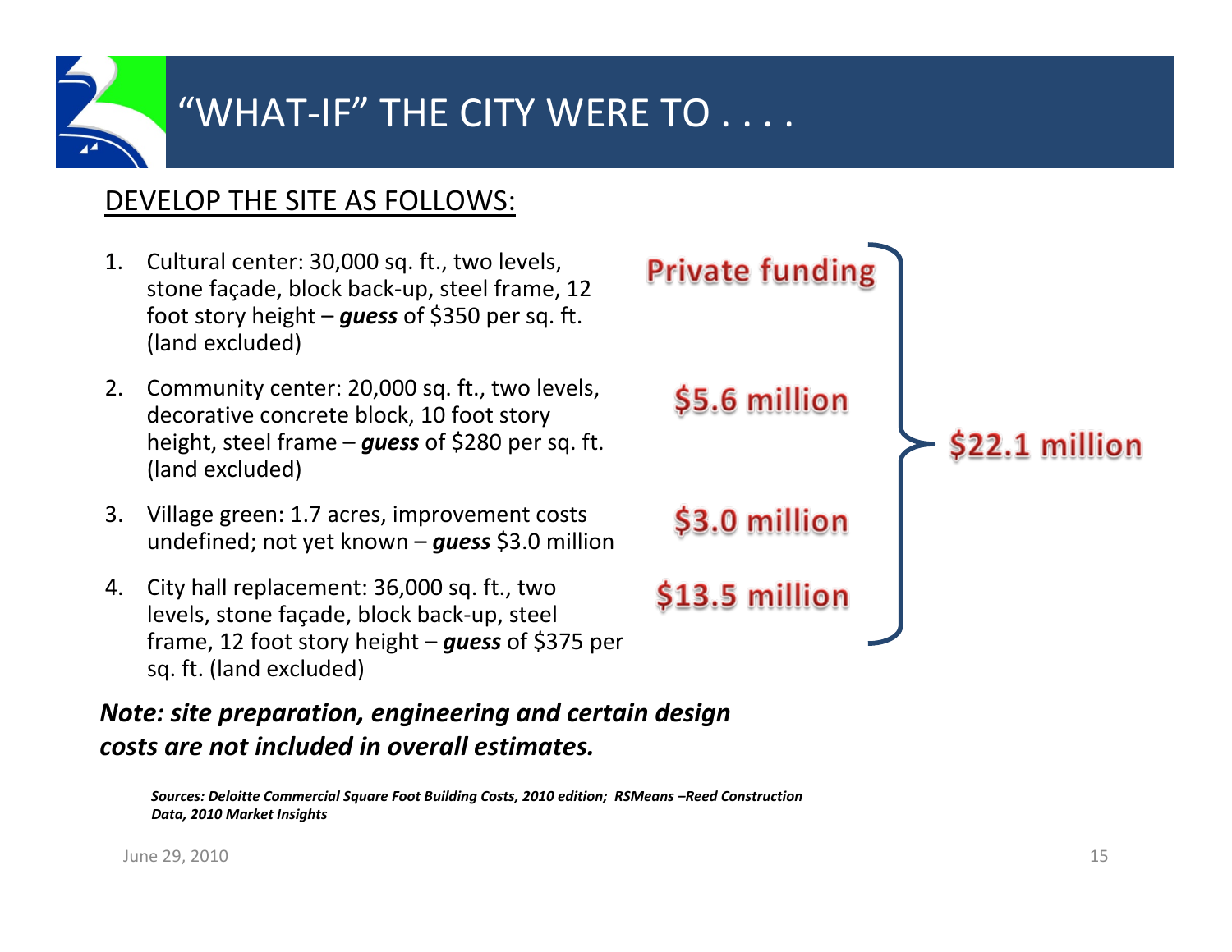# "WHAT-IF" THE CITY WERE TO . . . .

## DEVELOP THE SITE AS FOLLOWS:

1. Cultural center: 30,000 sq. ft., two levels, stone façade, block back-up, steel frame, 12 foot story height – ***guess*** of $350 per sq. ft. (land excluded) — **Private funding**
2. Community center: 20,000 sq. ft., two levels, decorative concrete block, 10 foot story height, steel frame – ***guess*** of $280 per sq. ft. (land excluded) — **$5.6 million**
3. Village green: 1.7 acres, improvement costs undefined; not yet known – ***guess*** $3.0 million — **$3.0 million**
4. City hall replacement: 36,000 sq. ft., two levels, stone façade, block back-up, steel frame, 12 foot story height – ***guess*** of $375 per sq. ft. (land excluded) — **$13.5 million**

**Total: $22.1 million**

***Note: site preparation, engineering and certain design costs are not included in overall estimates.***

***Sources: Deloitte Commercial Square Foot Building Costs, 2010 edition; RSMeans –Reed Construction Data, 2010 Market Insights***

June 29, 2010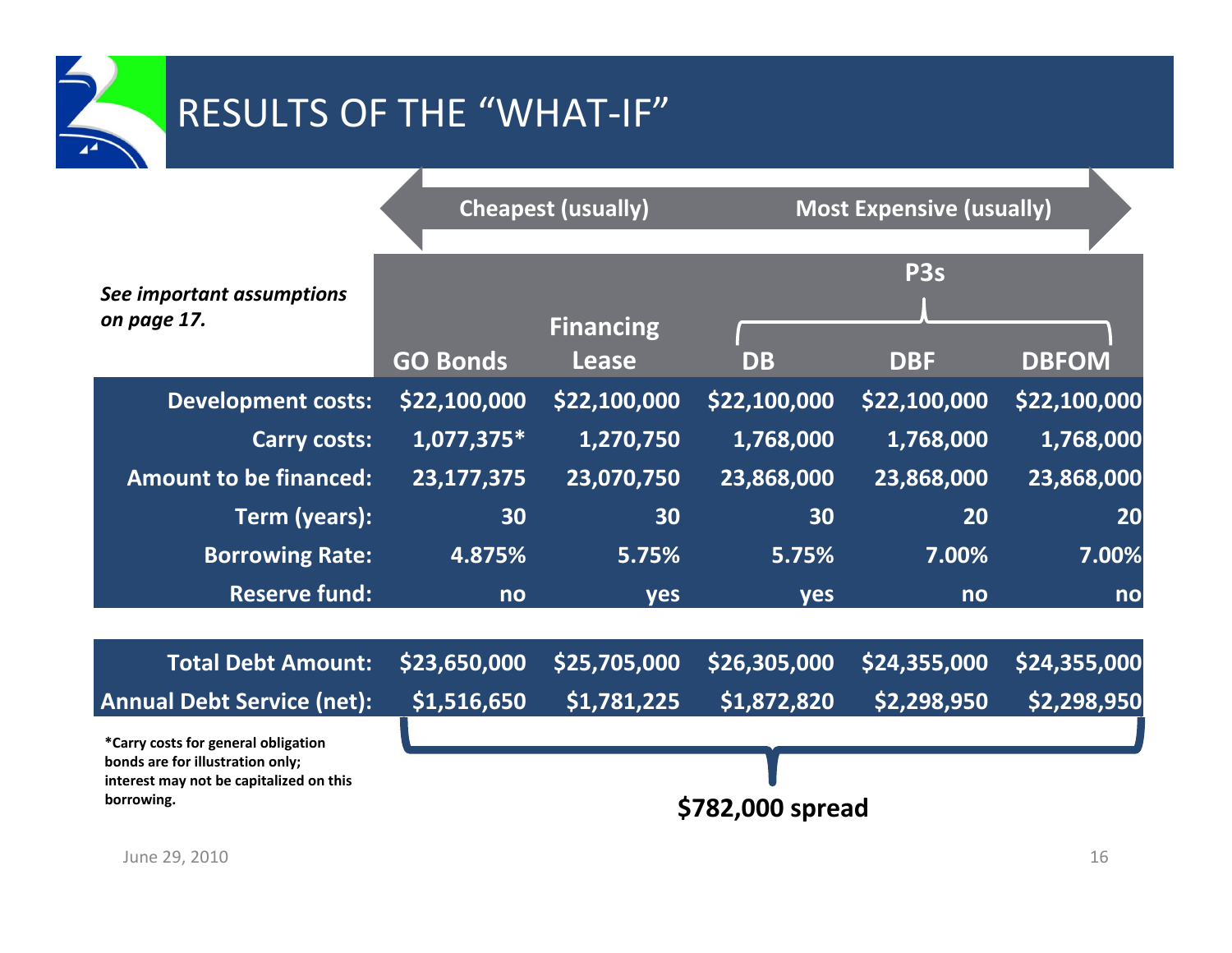# RESULTS OF THE "WHAT-IF"

Cheapest (usually) ←→ Most Expensive (usually)

*See important assumptions on page 17.*

| | GO Bonds | Financing Lease | DB (P3s) | DBF (P3s) | DBFOM (P3s) |
|---|---|---|---|---|---|
| **Development costs:** | $22,100,000 | $22,100,000 | $22,100,000 | $22,100,000 | $22,100,000 |
| **Carry costs:** | 1,077,375* | 1,270,750 | 1,768,000 | 1,768,000 | 1,768,000 |
| **Amount to be financed:** | 23,177,375 | 23,070,750 | 23,868,000 | 23,868,000 | 23,868,000 |
| **Term (years):** | 30 | 30 | 30 | 20 | 20 |
| **Borrowing Rate:** | 4.875% | 5.75% | 5.75% | 7.00% | 7.00% |
| **Reserve fund:** | no | yes | yes | no | no |
| **Total Debt Amount:** | $23,650,000 | $25,705,000 | $26,305,000 | $24,355,000 | $24,355,000 |
| **Annual Debt Service (net):** | $1,516,650 | $1,781,225 | $1,872,820 | $2,298,950 | $2,298,950 |

**$782,000 spread**

**\*Carry costs for general obligation bonds are for illustration only; interest may not be capitalized on this borrowing.**

June 29, 2010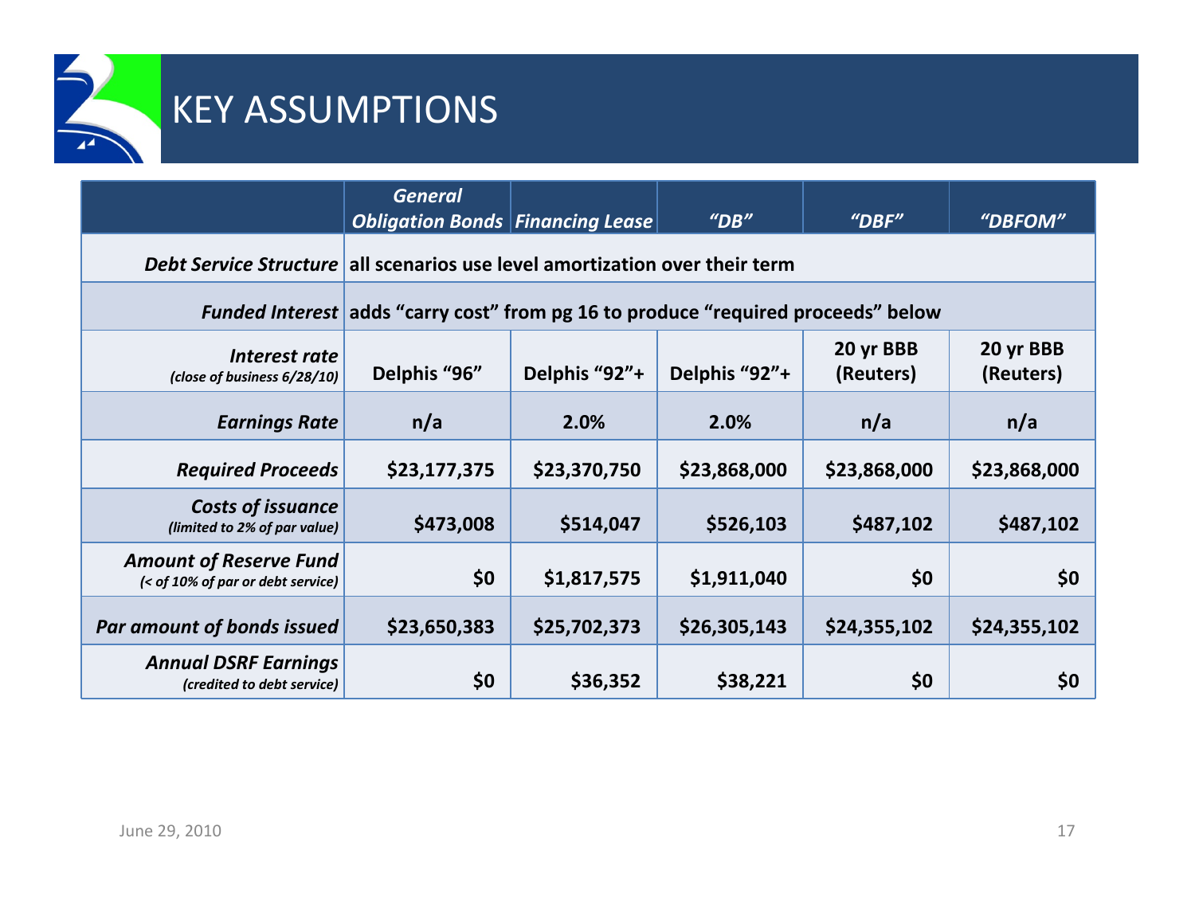# KEY ASSUMPTIONS

| | *General Obligation Bonds* | *Financing Lease* | *"DB"* | *"DBF"* | *"DBFOM"* |
|---|---|---|---|---|---|
| ***Debt Service Structure*** | **all scenarios use level amortization over their term** | | | | |
| ***Funded Interest*** | **adds "carry cost" from pg 16 to produce "required proceeds" below** | | | | |
| ***Interest rate*** *(close of business 6/28/10)* | **Delphis "96"** | **Delphis "92"+** | **Delphis "92"+** | **20 yr BBB (Reuters)** | **20 yr BBB (Reuters)** |
| ***Earnings Rate*** | **n/a** | **2.0%** | **2.0%** | **n/a** | **n/a** |
| ***Required Proceeds*** | **$23,177,375** | **$23,370,750** | **$23,868,000** | **$23,868,000** | **$23,868,000** |
| ***Costs of issuance*** *(limited to 2% of par value)* | **$473,008** | **$514,047** | **$526,103** | **$487,102** | **$487,102** |
| ***Amount of Reserve Fund*** *(< of 10% of par or debt service)* | **$0** | **$1,817,575** | **$1,911,040** | **$0** | **$0** |
| ***Par amount of bonds issued*** | **$23,650,383** | **$25,702,373** | **$26,305,143** | **$24,355,102** | **$24,355,102** |
| ***Annual DSRF Earnings*** *(credited to debt service)* | **$0** | **$36,352** | **$38,221** | **$0** | **$0** |

June 29, 2010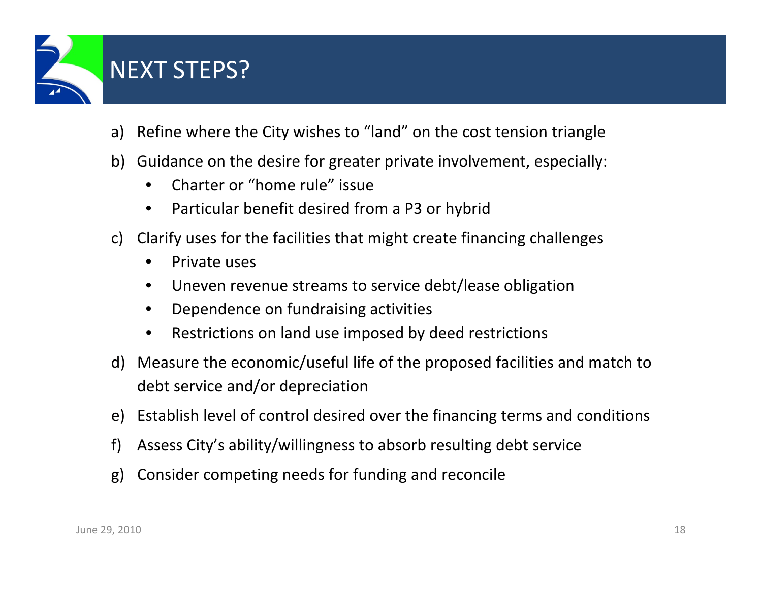# NEXT STEPS?

a) Refine where the City wishes to "land" on the cost tension triangle

b) Guidance on the desire for greater private involvement, especially:
   - Charter or "home rule" issue
   - Particular benefit desired from a P3 or hybrid

c) Clarify uses for the facilities that might create financing challenges
   - Private uses
   - Uneven revenue streams to service debt/lease obligation
   - Dependence on fundraising activities
   - Restrictions on land use imposed by deed restrictions

d) Measure the economic/useful life of the proposed facilities and match to debt service and/or depreciation

e) Establish level of control desired over the financing terms and conditions

f) Assess City's ability/willingness to absorb resulting debt service

g) Consider competing needs for funding and reconcile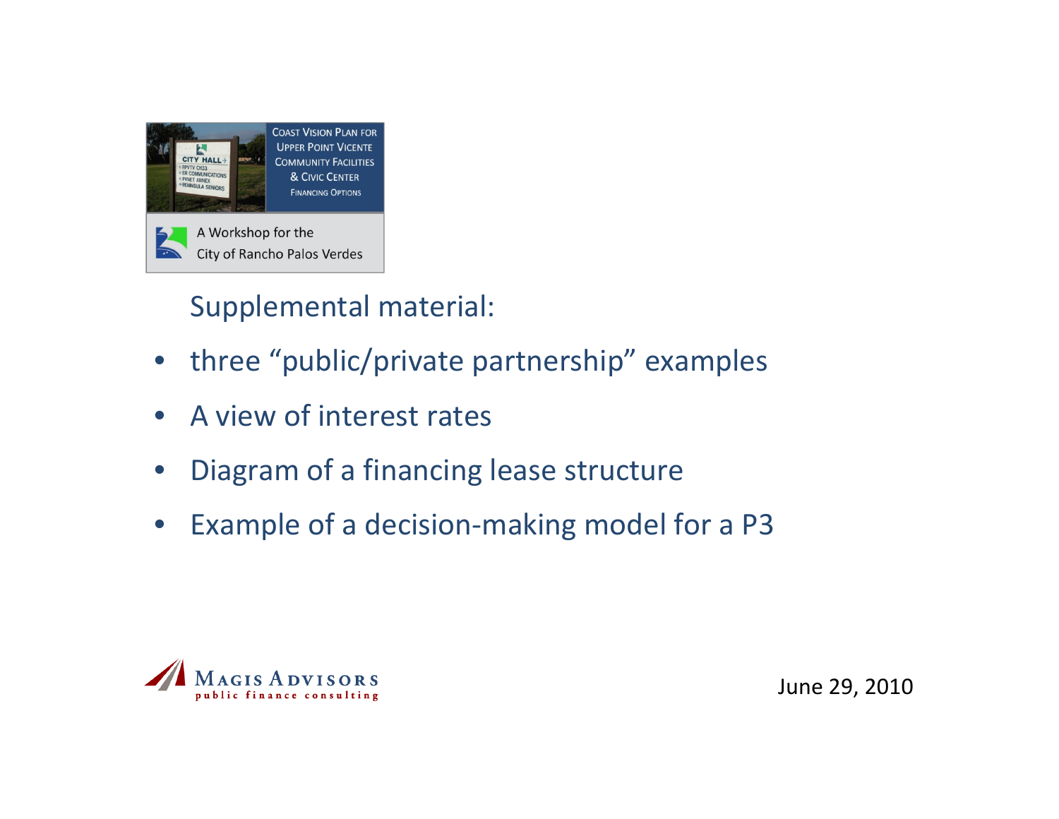Coast Vision Plan for Upper Point Vicente Community Facilities & Civic Center Financing Options

A Workshop for the City of Rancho Palos Verdes

Supplemental material:

- three “public/private partnership” examples
- A view of interest rates
- Diagram of a financing lease structure
- Example of a decision-making model for a P3

Magis Advisors public finance consulting

June 29, 2010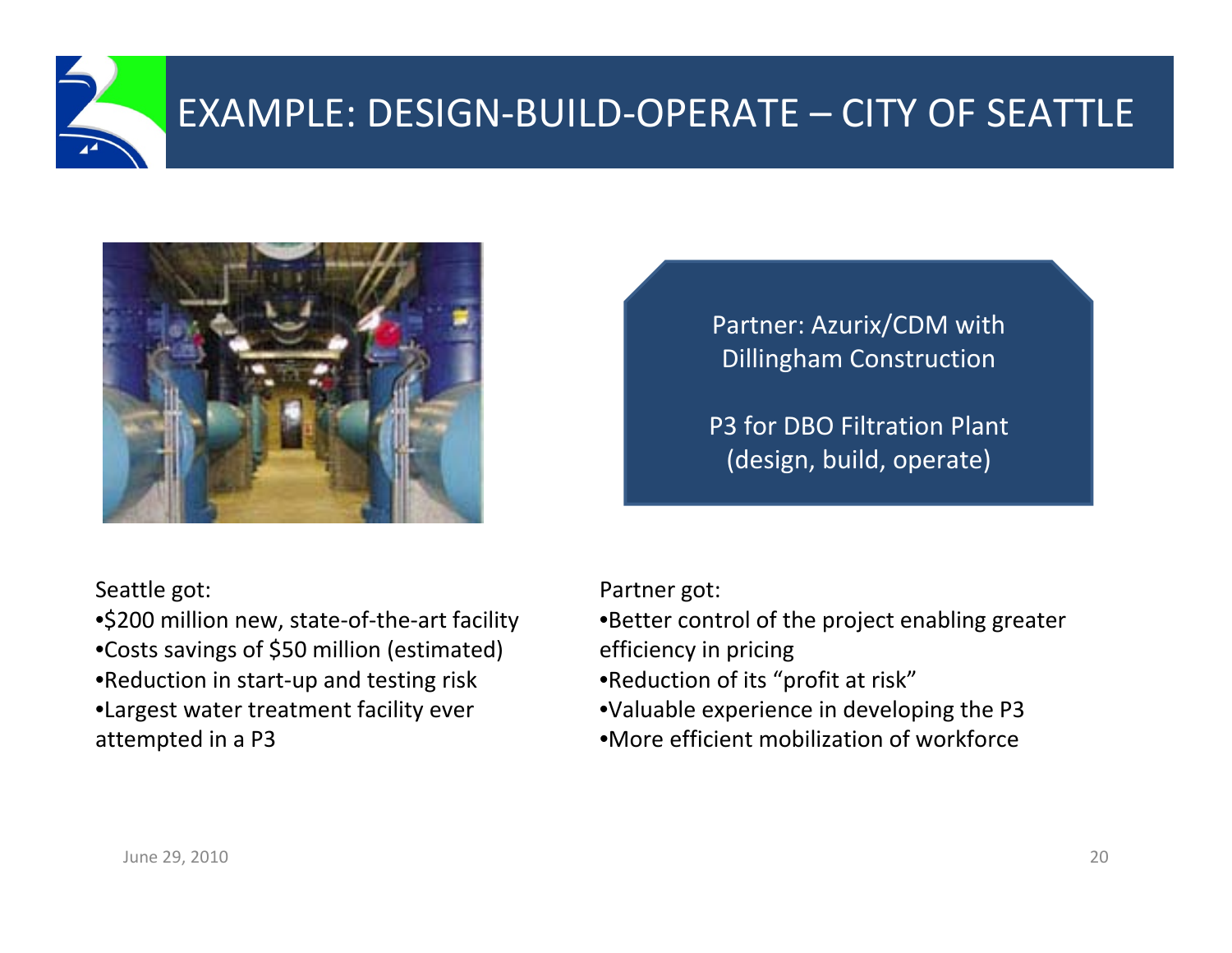# EXAMPLE: DESIGN-BUILD-OPERATE – CITY OF SEATTLE

Partner: Azurix/CDM with Dillingham Construction

P3 for DBO Filtration Plant (design, build, operate)

Seattle got:

- $200 million new, state-of-the-art facility
- Costs savings of $50 million (estimated)
- Reduction in start-up and testing risk
- Largest water treatment facility ever attempted in a P3

Partner got:

- Better control of the project enabling greater efficiency in pricing
- Reduction of its "profit at risk"
- Valuable experience in developing the P3
- More efficient mobilization of workforce

June 29, 2010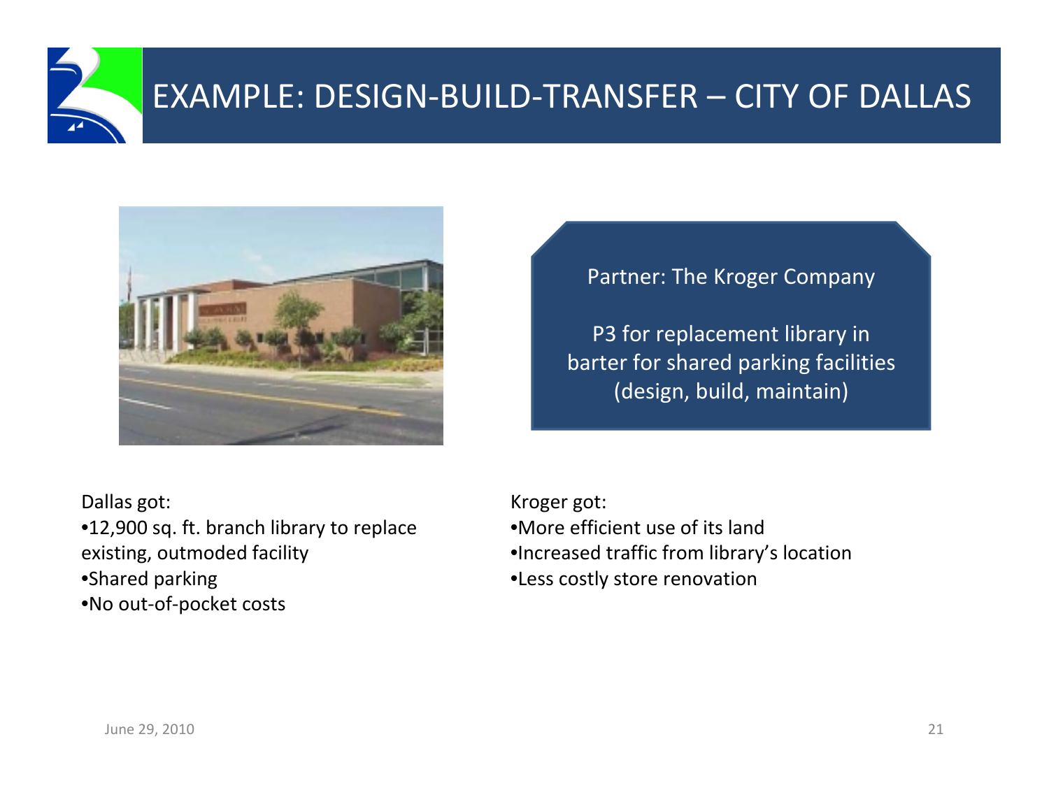# EXAMPLE: DESIGN-BUILD-TRANSFER – CITY OF DALLAS

Partner: The Kroger Company

P3 for replacement library in barter for shared parking facilities (design, build, maintain)

Dallas got:

- 12,900 sq. ft. branch library to replace existing, outmoded facility
- Shared parking
- No out-of-pocket costs

Kroger got:

- More efficient use of its land
- Increased traffic from library's location
- Less costly store renovation

June 29, 2010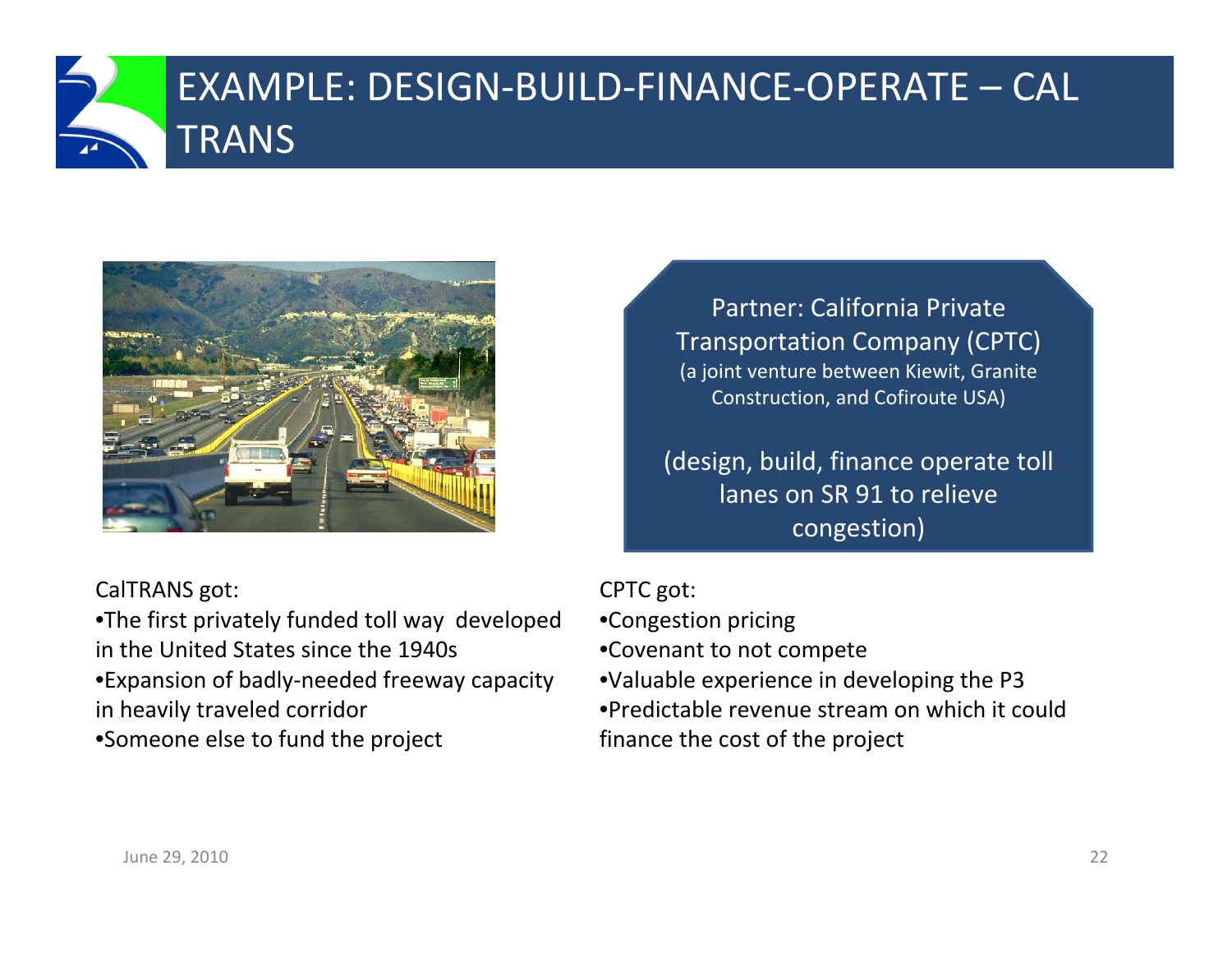# EXAMPLE: DESIGN-BUILD-FINANCE-OPERATE – CAL TRANS

Partner: California Private Transportation Company (CPTC)
(a joint venture between Kiewit, Granite Construction, and Cofiroute USA)

(design, build, finance operate toll lanes on SR 91 to relieve congestion)

CalTRANS got:

- The first privately funded toll way developed in the United States since the 1940s
- Expansion of badly-needed freeway capacity in heavily traveled corridor
- Someone else to fund the project

CPTC got:

- Congestion pricing
- Covenant to not compete
- Valuable experience in developing the P3
- Predictable revenue stream on which it could finance the cost of the project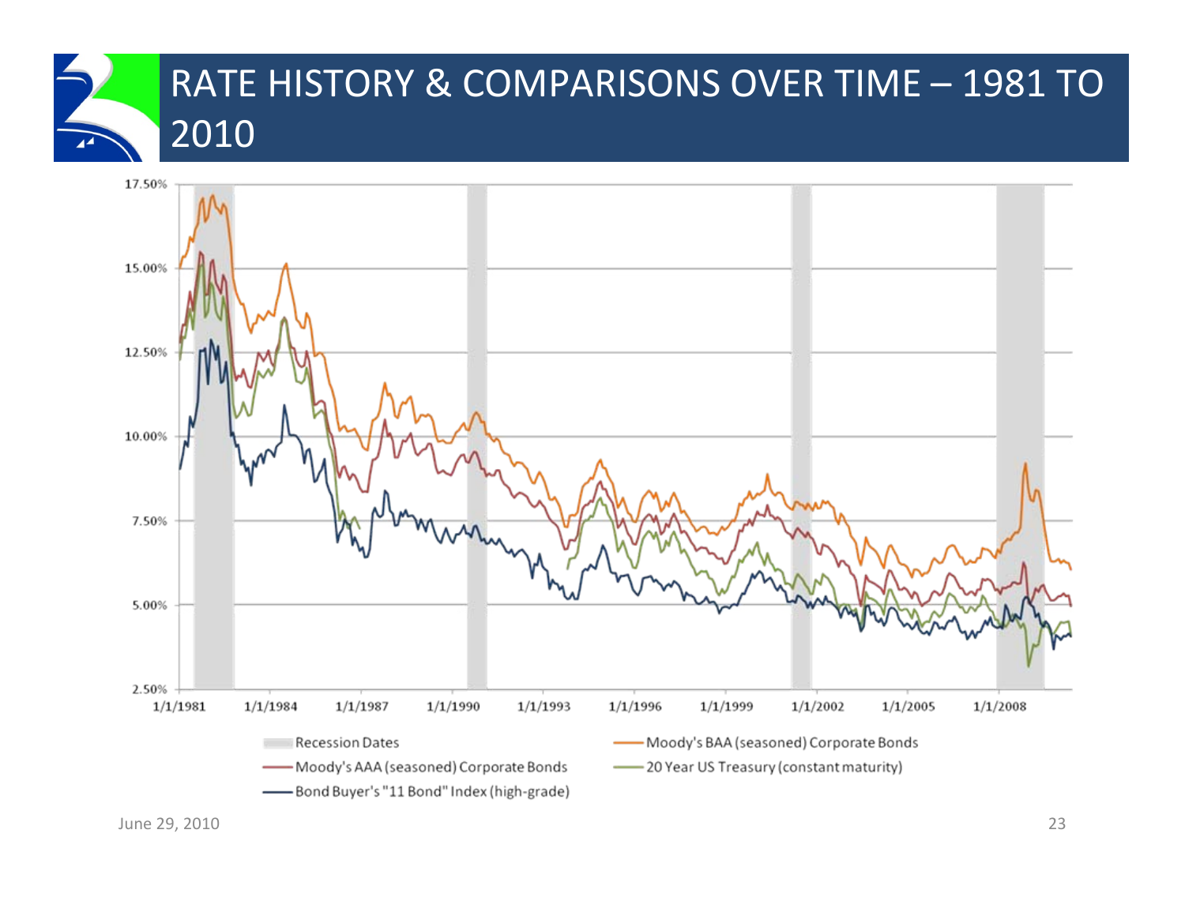# RATE HISTORY & COMPARISONS OVER TIME – 1981 TO 2010

June 29, 2010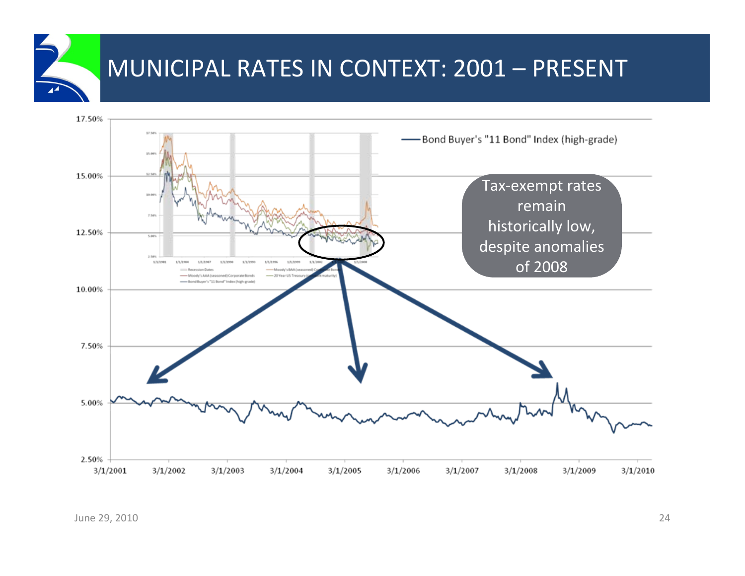# MUNICIPAL RATES IN CONTEXT: 2001 – PRESENT

Tax-exempt rates remain historically low, despite anomalies of 2008

June 29, 2010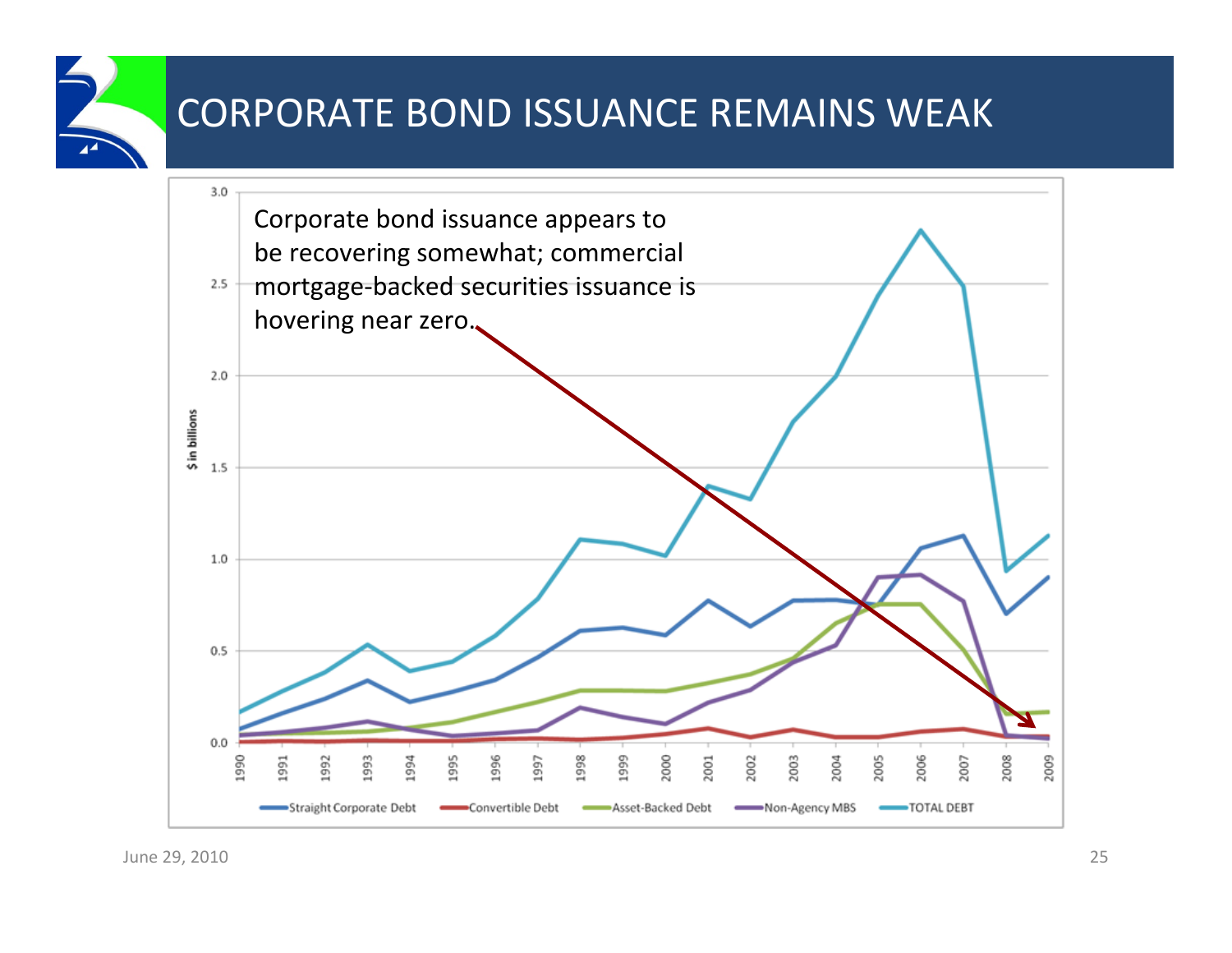# CORPORATE BOND ISSUANCE REMAINS WEAK

Corporate bond issuance appears to be recovering somewhat; commercial mortgage-backed securities issuance is hovering near zero.

$ in billions

3.0
2.5
2.0
1.5
1.0
0.5
0.0

1990 1991 1992 1993 1994 1995 1996 1997 1998 1999 2000 2001 2002 2003 2004 2005 2006 2007 2008 2009

Straight Corporate Debt — Convertible Debt — Asset-Backed Debt — Non-Agency MBS — TOTAL DEBT

June 29, 2010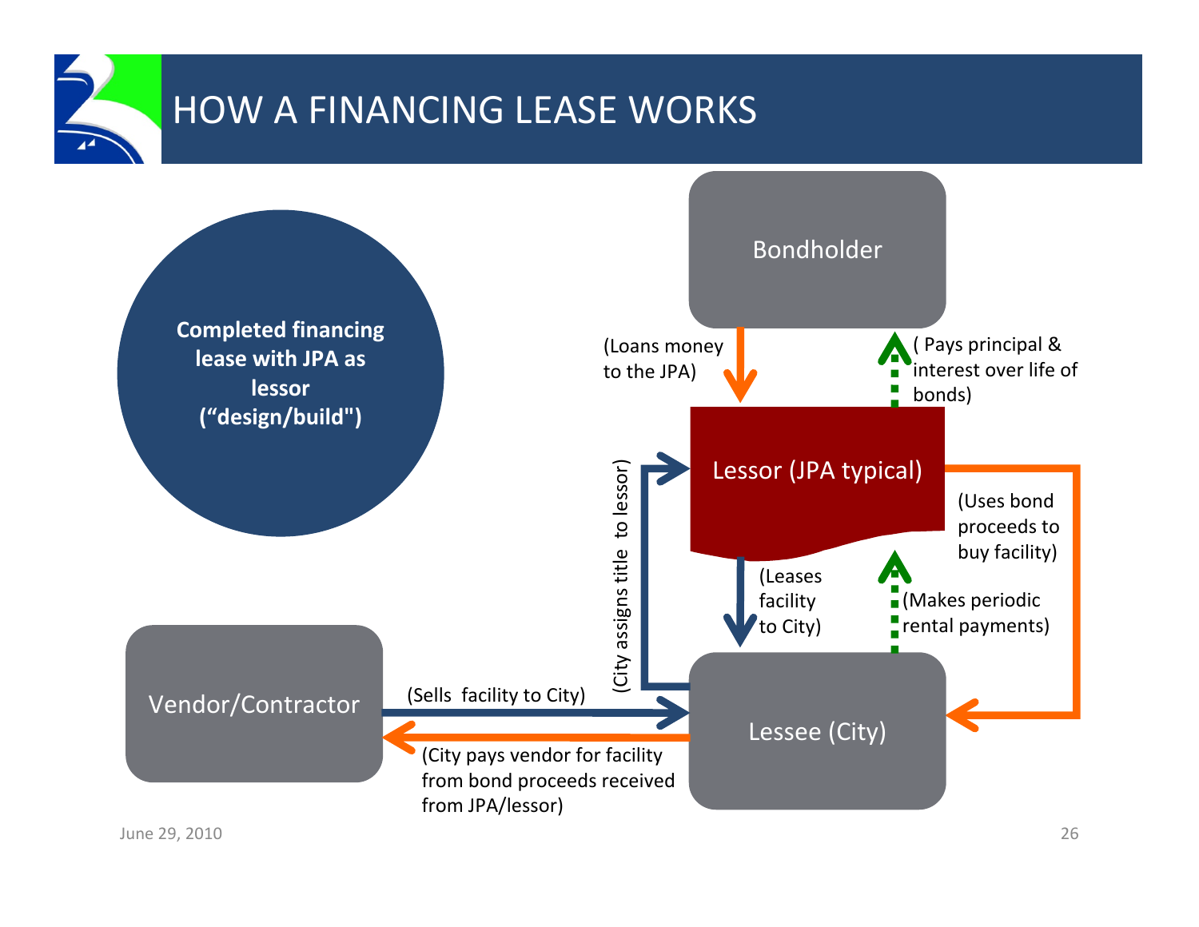# HOW A FINANCING LEASE WORKS

**Completed financing lease with JPA as lessor ("design/build")**

Bondholder

(Loans money to the JPA)

( Pays principal & interest over life of bonds)

Lessor (JPA typical)

(Uses bond proceeds to buy facility)

(City assigns title to lessor)

(Leases facility to City)

(Makes periodic rental payments)

Vendor/Contractor

(Sells facility to City)

Lessee (City)

(City pays vendor for facility from bond proceeds received from JPA/lessor)

June 29, 2010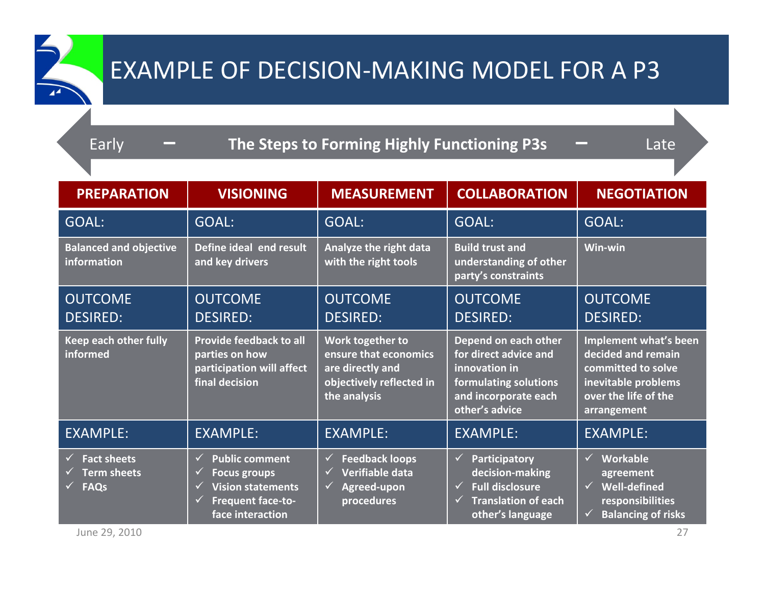# EXAMPLE OF DECISION-MAKING MODEL FOR A P3

Early – **The Steps to Forming Highly Functioning P3s** – Late

| PREPARATION | VISIONING | MEASUREMENT | COLLABORATION | NEGOTIATION |
|---|---|---|---|---|
| GOAL: | GOAL: | GOAL: | GOAL: | GOAL: |
| **Balanced and objective information** | **Define ideal end result and key drivers** | **Analyze the right data with the right tools** | **Build trust and understanding of other party's constraints** | **Win-win** |
| OUTCOME DESIRED: | OUTCOME DESIRED: | OUTCOME DESIRED: | OUTCOME DESIRED: | OUTCOME DESIRED: |
| **Keep each other fully informed** | **Provide feedback to all parties on how participation will affect final decision** | **Work together to ensure that economics are directly and objectively reflected in the analysis** | **Depend on each other for direct advice and innovation in formulating solutions and incorporate each other's advice** | **Implement what's been decided and remain committed to solve inevitable problems over the life of the arrangement** |
| EXAMPLE: | EXAMPLE: | EXAMPLE: | EXAMPLE: | EXAMPLE: |
| ✓ **Fact sheets**<br>✓ **Term sheets**<br>✓ **FAQs** | ✓ **Public comment**<br>✓ **Focus groups**<br>✓ **Vision statements**<br>✓ **Frequent face-to-face interaction** | ✓ **Feedback loops**<br>✓ **Verifiable data**<br>✓ **Agreed-upon procedures** | ✓ **Participatory decision-making**<br>✓ **Full disclosure**<br>✓ **Translation of each other's language** | ✓ **Workable agreement**<br>✓ **Well-defined responsibilities**<br>✓ **Balancing of risks** |

June 29, 2010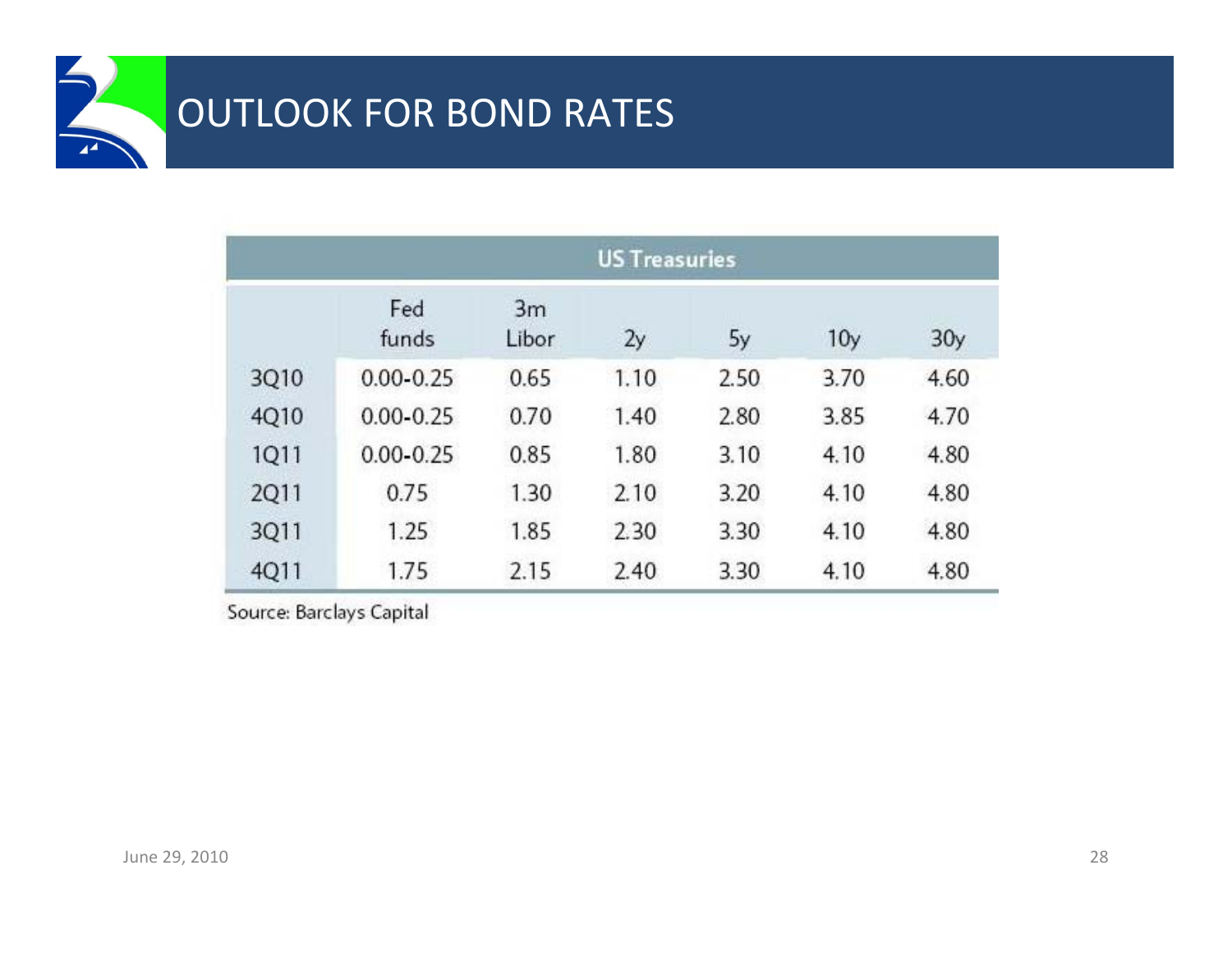# OUTLOOK FOR BOND RATES

| US Treasuries | | | | | | |
|---|---|---|---|---|---|---|
| | Fed funds | 3m Libor | 2y | 5y | 10y | 30y |
| 3Q10 | 0.00-0.25 | 0.65 | 1.10 | 2.50 | 3.70 | 4.60 |
| 4Q10 | 0.00-0.25 | 0.70 | 1.40 | 2.80 | 3.85 | 4.70 |
| 1Q11 | 0.00-0.25 | 0.85 | 1.80 | 3.10 | 4.10 | 4.80 |
| 2Q11 | 0.75 | 1.30 | 2.10 | 3.20 | 4.10 | 4.80 |
| 3Q11 | 1.25 | 1.85 | 2.30 | 3.30 | 4.10 | 4.80 |
| 4Q11 | 1.75 | 2.15 | 2.40 | 3.30 | 4.10 | 4.80 |

Source: Barclays Capital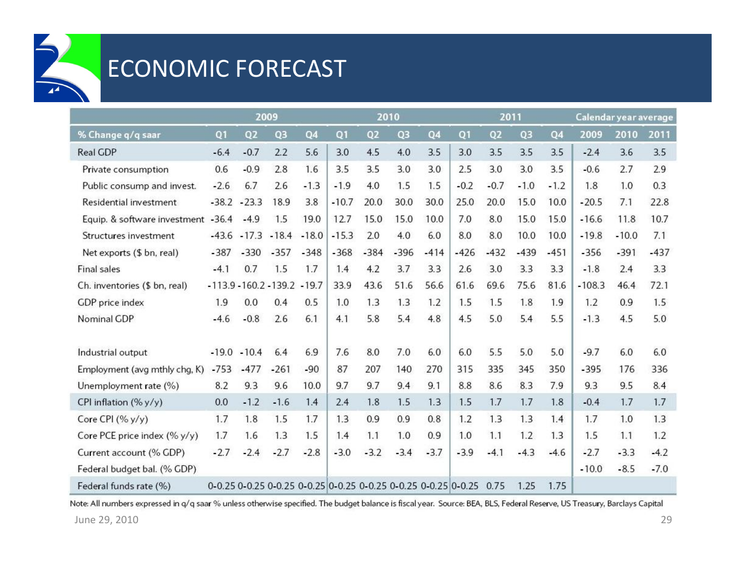# ECONOMIC FORECAST

| | 2009 | | | | 2010 | | | | 2011 | | | | Calendar year average | | |
|---|---|---|---|---|---|---|---|---|---|---|---|---|---|---|---|
| % Change q/q saar | Q1 | Q2 | Q3 | Q4 | Q1 | Q2 | Q3 | Q4 | Q1 | Q2 | Q3 | Q4 | 2009 | 2010 | 2011 |
| Real GDP | -6.4 | -0.7 | 2.2 | 5.6 | 3.0 | 4.5 | 4.0 | 3.5 | 3.0 | 3.5 | 3.5 | 3.5 | -2.4 | 3.6 | 3.5 |
| Private consumption | 0.6 | -0.9 | 2.8 | 1.6 | 3.5 | 3.5 | 3.0 | 3.0 | 2.5 | 3.0 | 3.0 | 3.5 | -0.6 | 2.7 | 2.9 |
| Public consump and invest. | -2.6 | 6.7 | 2.6 | -1.3 | -1.9 | 4.0 | 1.5 | 1.5 | -0.2 | -0.7 | -1.0 | -1.2 | 1.8 | 1.0 | 0.3 |
| Residential investment | -38.2 | -23.3 | 18.9 | 3.8 | -10.7 | 20.0 | 30.0 | 30.0 | 25.0 | 20.0 | 15.0 | 10.0 | -20.5 | 7.1 | 22.8 |
| Equip. & software investment | -36.4 | -4.9 | 1.5 | 19.0 | 12.7 | 15.0 | 15.0 | 10.0 | 7.0 | 8.0 | 15.0 | 15.0 | -16.6 | 11.8 | 10.7 |
| Structures investment | -43.6 | -17.3 | -18.4 | -18.0 | -15.3 | 2.0 | 4.0 | 6.0 | 8.0 | 8.0 | 10.0 | 10.0 | -19.8 | -10.0 | 7.1 |
| Net exports ($ bn, real) | -387 | -330 | -357 | -348 | -368 | -384 | -396 | -414 | -426 | -432 | -439 | -451 | -356 | -391 | -437 |
| Final sales | -4.1 | 0.7 | 1.5 | 1.7 | 1.4 | 4.2 | 3.7 | 3.3 | 2.6 | 3.0 | 3.3 | 3.3 | -1.8 | 2.4 | 3.3 |
| Ch. inventories ($ bn, real) | -113.9 | -160.2 | -139.2 | -19.7 | 33.9 | 43.6 | 51.6 | 56.6 | 61.6 | 69.6 | 75.6 | 81.6 | -108.3 | 46.4 | 72.1 |
| GDP price index | 1.9 | 0.0 | 0.4 | 0.5 | 1.0 | 1.3 | 1.3 | 1.2 | 1.5 | 1.5 | 1.8 | 1.9 | 1.2 | 0.9 | 1.5 |
| Nominal GDP | -4.6 | -0.8 | 2.6 | 6.1 | 4.1 | 5.8 | 5.4 | 4.8 | 4.5 | 5.0 | 5.4 | 5.5 | -1.3 | 4.5 | 5.0 |
| | | | | | | | | | | | | | | | |
| Industrial output | -19.0 | -10.4 | 6.4 | 6.9 | 7.6 | 8.0 | 7.0 | 6.0 | 6.0 | 5.5 | 5.0 | 5.0 | -9.7 | 6.0 | 6.0 |
| Employment (avg mthly chg, K) | -753 | -477 | -261 | -90 | 87 | 207 | 140 | 270 | 315 | 335 | 345 | 350 | -395 | 176 | 336 |
| Unemployment rate (%) | 8.2 | 9.3 | 9.6 | 10.0 | 9.7 | 9.7 | 9.4 | 9.1 | 8.8 | 8.6 | 8.3 | 7.9 | 9.3 | 9.5 | 8.4 |
| CPI inflation (% y/y) | 0.0 | -1.2 | -1.6 | 1.4 | 2.4 | 1.8 | 1.5 | 1.3 | 1.5 | 1.7 | 1.7 | 1.8 | -0.4 | 1.7 | 1.7 |
| Core CPI (% y/y) | 1.7 | 1.8 | 1.5 | 1.7 | 1.3 | 0.9 | 0.9 | 0.8 | 1.2 | 1.3 | 1.3 | 1.4 | 1.7 | 1.0 | 1.3 |
| Core PCE price index (% y/y) | 1.7 | 1.6 | 1.3 | 1.5 | 1.4 | 1.1 | 1.0 | 0.9 | 1.0 | 1.1 | 1.2 | 1.3 | 1.5 | 1.1 | 1.2 |
| Current account (% GDP) | -2.7 | -2.4 | -2.7 | -2.8 | -3.0 | -3.2 | -3.4 | -3.7 | -3.9 | -4.1 | -4.3 | -4.6 | -2.7 | -3.3 | -4.2 |
| Federal budget bal. (% GDP) | | | | | | | | | | | | | -10.0 | -8.5 | -7.0 |
| Federal funds rate (%) | 0-0.25 | 0-0.25 | 0-0.25 | 0-0.25 | 0-0.25 | 0-0.25 | 0-0.25 | 0-0.25 | 0-0.25 | 0.75 | 1.25 | 1.75 | | | |

Note: All numbers expressed in q/q saar % unless otherwise specified. The budget balance is fiscal year. Source: BEA, BLS, Federal Reserve, US Treasury, Barclays Capital

June 29, 2010